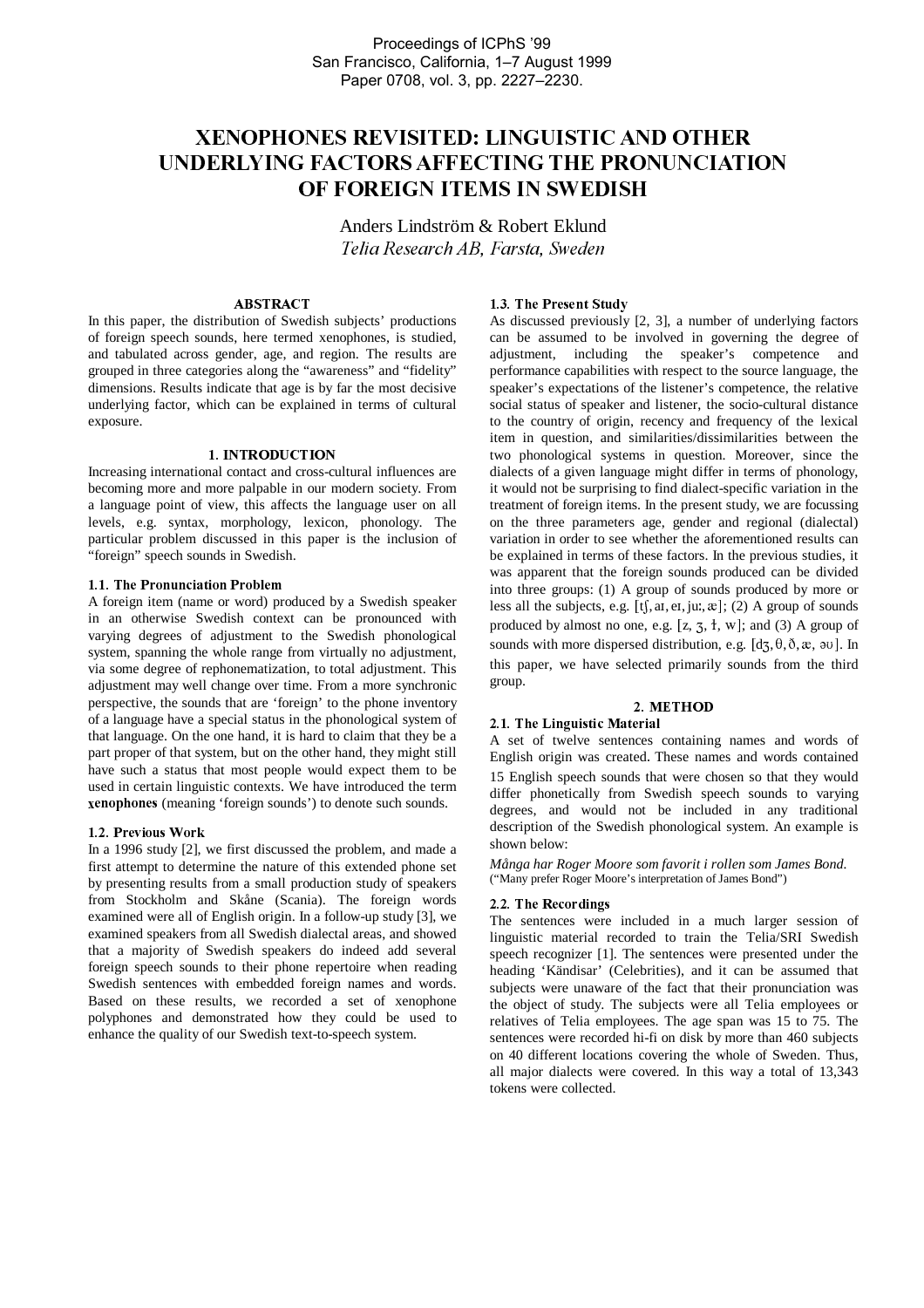# XENOPHONES REVISITED: LINGUISTIC AND OTHER UNDERLYING FACTORS AFFECTING THE PRONUNCIATION OF FOREIGN ITEMS IN SWEDISH

Anders Lindström & Robert Eklund
*Telia Research AB, Farsta, Sweden*

## ABSTRACT

In this paper, the distribution of Swedish subjects' productions of foreign speech sounds, here termed xenophones, is studied, and tabulated across gender, age, and region. The results are grouped in three categories along the "awareness" and "fidelity" dimensions. Results indicate that age is by far the most decisive underlying factor, which can be explained in terms of cultural exposure.

## 1. INTRODUCTION

Increasing international contact and cross-cultural influences are becoming more and more palpable in our modern society. From a language point of view, this affects the language user on all levels, e.g. syntax, morphology, lexicon, phonology. The particular problem discussed in this paper is the inclusion of "foreign" speech sounds in Swedish.

### 1.1. The Pronunciation Problem

A foreign item (name or word) produced by a Swedish speaker in an otherwise Swedish context can be pronounced with varying degrees of adjustment to the Swedish phonological system, spanning the whole range from virtually no adjustment, via some degree of rephonematization, to total adjustment. This adjustment may well change over time. From a more synchronic perspective, the sounds that are 'foreign' to the phone inventory of a language have a special status in the phonological system of that language. On the one hand, it is hard to claim that they be a part proper of that system, but on the other hand, they might still have such a status that most people would expect them to be used in certain linguistic contexts. We have introduced the term **xenophones** (meaning 'foreign sounds') to denote such sounds.

### 1.2. Previous Work

In a 1996 study [2], we first discussed the problem, and made a first attempt to determine the nature of this extended phone set by presenting results from a small production study of speakers from Stockholm and Skåne (Scania). The foreign words examined were all of English origin. In a follow-up study [3], we examined speakers from all Swedish dialectal areas, and showed that a majority of Swedish speakers do indeed add several foreign speech sounds to their phone repertoire when reading Swedish sentences with embedded foreign names and words. Based on these results, we recorded a set of xenophone polyphones and demonstrated how they could be used to enhance the quality of our Swedish text-to-speech system.

### 1.3. The Present Study

As discussed previously [2, 3], a number of underlying factors can be assumed to be involved in governing the degree of adjustment, including the speaker's competence and performance capabilities with respect to the source language, the speaker's expectations of the listener's competence, the relative social status of speaker and listener, the socio-cultural distance to the country of origin, recency and frequency of the lexical item in question, and similarities/dissimilarities between the two phonological systems in question. Moreover, since the dialects of a given language might differ in terms of phonology, it would not be surprising to find dialect-specific variation in the treatment of foreign items. In the present study, we are focussing on the three parameters age, gender and regional (dialectal) variation in order to see whether the aforementioned results can be explained in terms of these factors. In the previous studies, it was apparent that the foreign sounds produced can be divided into three groups: (1) A group of sounds produced by more or less all the subjects, e.g. [tʃ, aɪ, eɪ, juː, æ]; (2) A group of sounds produced by almost no one, e.g. [z, ʒ, ɫ, w]; and (3) A group of sounds with more dispersed distribution, e.g. [dʒ, θ, ð, æ, əʊ]. In this paper, we have selected primarily sounds from the third group.

## 2. METHOD

### 2.1. The Linguistic Material

A set of twelve sentences containing names and words of English origin was created. These names and words contained 15 English speech sounds that were chosen so that they would differ phonetically from Swedish speech sounds to varying degrees, and would not be included in any traditional description of the Swedish phonological system. An example is shown below:

*Många har Roger Moore som favorit i rollen som James Bond.*
("Many prefer Roger Moore's interpretation of James Bond")

### 2.2. The Recordings

The sentences were included in a much larger session of linguistic material recorded to train the Telia/SRI Swedish speech recognizer [1]. The sentences were presented under the heading 'Kändisar' (Celebrities), and it can be assumed that subjects were unaware of the fact that their pronunciation was the object of study. The subjects were all Telia employees or relatives of Telia employees. The age span was 15 to 75. The sentences were recorded hi-fi on disk by more than 460 subjects on 40 different locations covering the whole of Sweden. Thus, all major dialects were covered. In this way a total of 13,343 tokens were collected.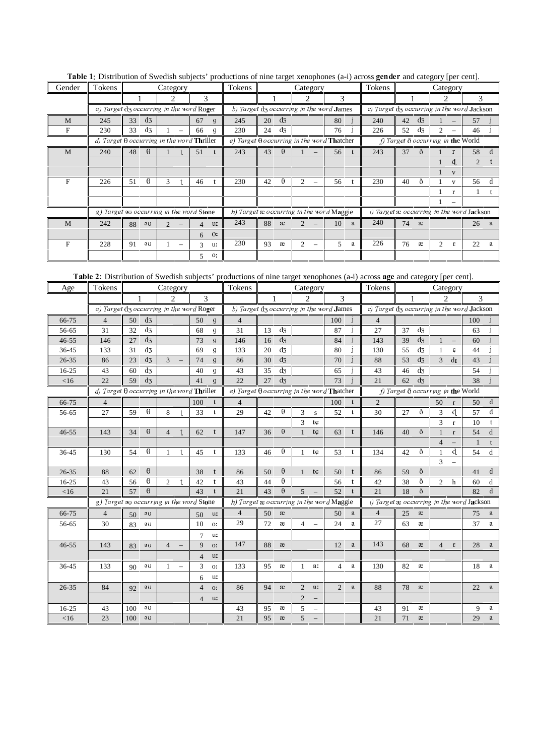**Table 1:** Distribution of Swedish subjects' productions of nine target xenophones (a-i) across **gender** and category [per cent].

| Gender | Tokens | Category | | | Tokens | Category | | | Tokens | Category | | |
|---|---|---|---|---|---|---|---|---|---|---|---|---|
| | | 1 | 2 | 3 | | 1 | 2 | 3 | | 1 | 2 | 3 |
| | | *a) Target dʒ occurring in the word Ro**g**er* | | | | *b) Target dʒ occurring in the word **J**ames* | | | | *c) Target dʒ occurring in the word **J**ackson* | | |
| M | 245 | 33 dʒ | | 67 g | 245 | 20 dʒ | | 80 j | 240 | 42 dʒ | 1 – | 57 j |
| F | 230 | 33 dʒ | 1 – | 66 g | 230 | 24 dʒ | | 76 j | 226 | 52 dʒ | 2 – | 46 j |
| | | *d) Target θ occurring in the word **Th**riller* | | | | *e) Target θ occurring in the word **Th**atcher* | | | | *f) Target ð occurring in **th**e World* | | |
| M | 240 | 48 θ | 1 ʈ | 51 t | 243 | 43 θ | 1 – | 56 t | 243 | 37 ð | 1 r | 58 d |
| | | | | | | | | | | | 1 ɖ | 2 t |
| | | | | | | | | | | | 1 v | |
| F | 226 | 51 θ | 3 ʈ | 46 t | 230 | 42 θ | 2 – | 56 t | 230 | 40 ð | 1 v | 56 d |
| | | | | | | | | | | | 1 r | 1 t |
| | | | | | | | | | | | 1 – | |
| | | *g) Target əʊ occurring in the word St**o**ne* | | | | *h) Target æ occurring in the word M**a**ggie* | | | | *i) Target æ occurring in the word J**a**ckson* | | |
| M | 242 | 88 əʊ | 2 – | 4 uː | 243 | 88 æ | 2 – | 10 a | 240 | 74 æ | | 26 a |
| | | | | 6 oː | | | | | | | | |
| F | 228 | 91 əʊ | 1 – | 3 uː | 230 | 93 æ | 2 – | 5 a | 226 | 76 æ | 2 ɛ | 22 a |
| | | | | 5 oː | | | | | | | | |

**Table 2:** Distribution of Swedish subjects' productions of nine target xenophones (a-i) across **age** and category [per cent].

| Age | Tokens | Category | | | Tokens | Category | | | Tokens | Category | | |
|---|---|---|---|---|---|---|---|---|---|---|---|---|
| | | 1 | 2 | 3 | | 1 | 2 | 3 | | 1 | 2 | 3 |
| | | *a) Target dʒ occurring in the word Ro**g**er* | | | | *b) Target dʒ occurring in the word **J**ames* | | | | *c) Target dʒ occurring in the word **J**ackson* | | |
| 66-75 | 4 | 50 dʒ | | 50 g | 4 | | | 100 j | 4 | | | 100 j |
| 56-65 | 31 | 32 dʒ | | 68 g | 31 | 13 dʒ | | 87 j | 27 | 37 dʒ | | 63 j |
| 46-55 | 146 | 27 dʒ | | 73 g | 146 | 16 dʒ | | 84 j | 143 | 39 dʒ | 1 – | 60 j |
| 36-45 | 133 | 31 dʒ | | 69 g | 133 | 20 dʒ | | 80 j | 130 | 55 dʒ | 1 ɕ | 44 j |
| 26-35 | 86 | 23 dʒ | 3 – | 74 g | 86 | 30 dʒ | | 70 j | 88 | 53 dʒ | 3 dɪ | 43 j |
| 16-25 | 43 | 60 dʒ | | 40 g | 43 | 35 dʒ | | 65 j | 43 | 46 dʒ | | 54 j |
| <16 | 22 | 59 dʒ | | 41 g | 22 | 27 dʒ | | 73 j | 21 | 62 dʒ | | 38 j |
| | | *d) Target θ occurring in the word **Th**riller* | | | | *e) Target θ occurring in the word **Th**atcher* | | | | *f) Target ð occurring in **th**e World* | | |
| 66-75 | 4 | | | 100 t | 4 | | | 100 t | 2 | | 50 r | 50 d |
| 56-65 | 27 | 59 θ | 8 ʈ | 33 t | 29 | 42 θ | 3 s | 52 t | 30 | 27 ð | 3 ɖ | 57 d |
| | | | | | | | 3 tɕ | | | | 3 r | 10 t |
| 46-55 | 143 | 34 θ | 4 ʈ | 62 t | 147 | 36 θ | 1 tɕ | 63 t | 146 | 40 ð | 1 r | 54 d |
| | | | | | | | | | | | 4 – | 1 t |
| 36-45 | 130 | 54 θ | 1 ʈ | 45 t | 133 | 46 θ | 1 tɕ | 53 t | 134 | 42 ð | 1 ɖ | 54 d |
| | | | | | | | | | | | 3 – | |
| 26-35 | 88 | 62 θ | | 38 t | 86 | 50 θ | 1 tɕ | 50 t | 86 | 59 ð | | 41 d |
| 16-25 | 43 | 56 θ | 2 ʈ | 42 t | 43 | 44 θ | | 56 t | 42 | 38 ð | 2 h | 60 d |
| <16 | 21 | 57 θ | | 43 t | 21 | 43 θ | 5 – | 52 t | 21 | 18 ð | | 82 d |
| | | *g) Target əʊ occurring in the word St**o**ne* | | | | *h) Target æ occurring in the word M**a**ggie* | | | | *i) Target æ occurring in the word J**a**ckson* | | |
| 66-75 | 4 | 50 əʊ | | 50 uː | 4 | 50 æ | | 50 a | 4 | 25 æ | | 75 a |
| 56-65 | 30 | 83 əʊ | | 10 oː | 29 | 72 æ | 4 – | 24 a | 27 | 63 æ | | 37 a |
| | | | | 7 uː | | | | | | | | |
| 46-55 | 143 | 83 əʊ | 4 – | 9 oː | 147 | 88 æ | | 12 a | 143 | 68 æ | 4 ɛ | 28 a |
| | | | | 4 uː | | | | | | | | |
| 36-45 | 133 | 90 əʊ | 1 – | 3 oː | 133 | 95 æ | 1 aː | 4 a | 130 | 82 æ | | 18 a |
| | | | | 6 uː | | | | | | | | |
| 26-35 | 84 | 92 əʊ | | 4 oː | 86 | 94 æ | 2 aː | 2 a | 88 | 78 æ | | 22 a |
| | | | | 4 uː | | | 2 – | | | | | |
| 16-25 | 43 | 100 əʊ | | | 43 | 95 æ | 5 – | | 43 | 91 æ | | 9 a |
| <16 | 23 | 100 əʊ | | | 21 | 95 æ | 5 – | | 21 | 71 æ | | 29 a |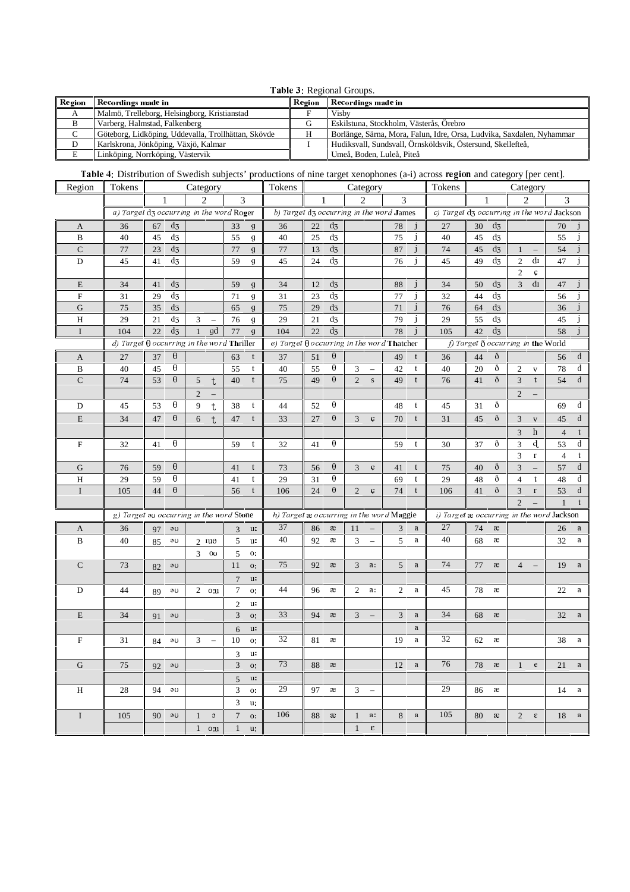**Table 3**: Regional Groups.

| Region | Recordings made in | Region | Recordings made in |
|---|---|---|---|
| A | Malmö, Trelleborg, Helsingborg, Kristianstad | F | Visby |
| B | Varberg, Halmstad, Falkenberg | G | Eskilstuna, Stockholm, Västerås, Örebro |
| C | Göteborg, Lidköping, Uddevalla, Trollhättan, Skövde | H | Borlänge, Särna, Mora, Falun, Idre, Orsa, Ludvika, Saxdalen, Nyhammar |
| D | Karlskrona, Jönköping, Växjö, Kalmar | I | Hudiksvall, Sundsvall, Örnsköldsvik, Östersund, Skellefteå, Umeå, Boden, Luleå, Piteå |
| E | Linköping, Norrköping, Västervik | | |

**Table 4**: Distribution of Swedish subjects' productions of nine target xenophones (a-i) across **region** and category [per cent].

| Region | Tokens | Category 1 | | Category 2 | | Category 3 | | Tokens | Category 1 | | Category 2 | | Category 3 | | Tokens | Category 1 | | Category 2 | | Category 3 | |
|---|---|---|---|---|---|---|---|---|---|---|---|---|---|---|---|---|---|---|---|---|---|
| | *a) Target dʒ occurring in the word* Ro**g**er | | | | | | | *b) Target dʒ occurring in the word* **J**ames | | | | | | | *c) Target dʒ occurring in the word* **J**ackson | | | | | | |
| A | 36 | 67 | dʒ | | | 33 | g | 36 | 22 | dʒ | | | 78 | j | 27 | 30 | dʒ | | | 70 | j |
| B | 40 | 45 | dʒ | | | 55 | g | 40 | 25 | dʒ | | | 75 | j | 40 | 45 | dʒ | | | 55 | j |
| C | 77 | 23 | dʒ | | | 77 | g | 77 | 13 | dʒ | | | 87 | j | 74 | 45 | dʒ | 1 | – | 54 | j |
| D | 45 | 41 | dʒ | | | 59 | g | 45 | 24 | dʒ | | | 76 | j | 45 | 49 | dʒ | 2 | dɪ | 47 | j |
| | | | | | | | | | | | | | | | | | | 2 | ç | | |
| E | 34 | 41 | dʒ | | | 59 | g | 34 | 12 | dʒ | | | 88 | j | 34 | 50 | dʒ | 3 | dɪ | 47 | j |
| F | 31 | 29 | dʒ | | | 71 | g | 31 | 23 | dʒ | | | 77 | j | 32 | 44 | dʒ | | | 56 | j |
| G | 75 | 35 | dʒ | | | 65 | g | 75 | 29 | dʒ | | | 71 | j | 76 | 64 | dʒ | | | 36 | j |
| H | 29 | 21 | dʒ | 3 | – | 76 | g | 29 | 21 | dʒ | | | 79 | j | 29 | 55 | dʒ | | | 45 | j |
| I | 104 | 22 | dʒ | 1 | gd | 77 | g | 104 | 22 | dʒ | | | 78 | j | 105 | 42 | dʒ | | | 58 | j |
| | *d) Target θ occurring in the word* **Th**riller | | | | | | | *e) Target θ occurring in the word* **Th**atcher | | | | | | | *f) Target ð occurring in* **th**e World | | | | | | |
| A | 27 | 37 | θ | | | 63 | t | 37 | 51 | θ | | | 49 | t | 36 | 44 | ð | | | 56 | d |
| B | 40 | 45 | θ | | | 55 | t | 40 | 55 | θ | 3 | – | 42 | t | 40 | 20 | ð | 2 | v | 78 | d |
| C | 74 | 53 | θ | 5 | ʈ | 40 | t | 75 | 49 | θ | 2 | s | 49 | t | 76 | 41 | ð | 3 | t | 54 | d |
| | | | | 2 | – | | | | | | | | | | | | | 2 | – | | |
| D | 45 | 53 | θ | 9 | ʈ | 38 | t | 44 | 52 | θ | | | 48 | t | 45 | 31 | ð | | | 69 | d |
| E | 34 | 47 | θ | 6 | ʈ | 47 | t | 33 | 27 | θ | 3 | ɕ | 70 | t | 31 | 45 | ð | 3 | v | 45 | d |
| | | | | | | | | | | | | | | | | | | 3 | h | 4 | t |
| F | 32 | 41 | θ | | | 59 | t | 32 | 41 | θ | | | 59 | t | 30 | 37 | ð | 3 | ɖ | 53 | d |
| | | | | | | | | | | | | | | | | | | 3 | r | 4 | t |
| G | 76 | 59 | θ | | | 41 | t | 73 | 56 | θ | 3 | ɕ | 41 | t | 75 | 40 | ð | 3 | – | 57 | d |
| H | 29 | 59 | θ | | | 41 | t | 29 | 31 | θ | | | 69 | t | 29 | 48 | ð | 4 | t | 48 | d |
| I | 105 | 44 | θ | | | 56 | t | 106 | 24 | θ | 2 | ɕ | 74 | t | 106 | 41 | ð | 3 | r | 53 | d |
| | | | | | | | | | | | | | | | | | | 2 | – | 1 | t |
| | *g) Target əʊ occurring in the word* St**o**ne | | | | | | | *h) Target æ occurring in the word* M**a**ggie | | | | | | | *i) Target æ occurring in the word* J**a**ckson | | | | | | |
| A | 36 | 97 | əʊ | | | 3 | uː | 37 | 86 | æ | 11 | – | 3 | a | 27 | 74 | æ | | | 26 | a |
| B | 40 | 85 | əʊ | 2 | ɪuə | 5 | uː | 40 | 92 | æ | 3 | – | 5 | a | 40 | 68 | æ | | | 32 | a |
| | | | | 3 | oʊ | 5 | oː | | | | | | | | | | | | | | |
| C | 73 | 82 | əʊ | | | 11 | oː | 75 | 92 | æ | 3 | aː | 5 | a | 74 | 77 | æ | 4 | – | 19 | a |
| | | | | | | 7 | uː | | | | | | | | | | | | | | |
| D | 44 | 89 | əʊ | 2 | oːu | 7 | oː | 44 | 96 | æ | 2 | aː | 2 | a | 45 | 78 | æ | | | 22 | a |
| | | | | | | 2 | uː | | | | | | | | | | | | | | |
| E | 34 | 91 | əʊ | | | 3 | oː | 33 | 94 | æ | 3 | – | 3 | a | 34 | 68 | æ | | | 32 | a |
| | | | | | | 6 | uː | | | | | | | a | | | | | | | |
| F | 31 | 84 | əʊ | 3 | – | 10 | oː | 32 | 81 | æ | | | 19 | a | 32 | 62 | æ | | | 38 | a |
| | | | | | | 3 | uː | | | | | | | | | | | | | | |
| G | 75 | 92 | əʊ | | | 3 | oː | 73 | 88 | æ | | | 12 | a | 76 | 78 | æ | 1 | e | 21 | a |
| | | | | | | 5 | uː | | | | | | | | | | | | | | |
| H | 28 | 94 | əʊ | | | 3 | oː | 29 | 97 | æ | 3 | – | | | 29 | 86 | æ | | | 14 | a |
| | | | | | | 3 | uː | | | | | | | | | | | | | | |
| I | 105 | 90 | əʊ | 1 | ɔ | 7 | oː | 106 | 88 | æ | 1 | aː | 8 | a | 105 | 80 | æ | 2 | ɛ | 18 | a |
| | | | | 1 | oːu | 1 | uː | | | | 1 | ɛ | | | | | | | | | |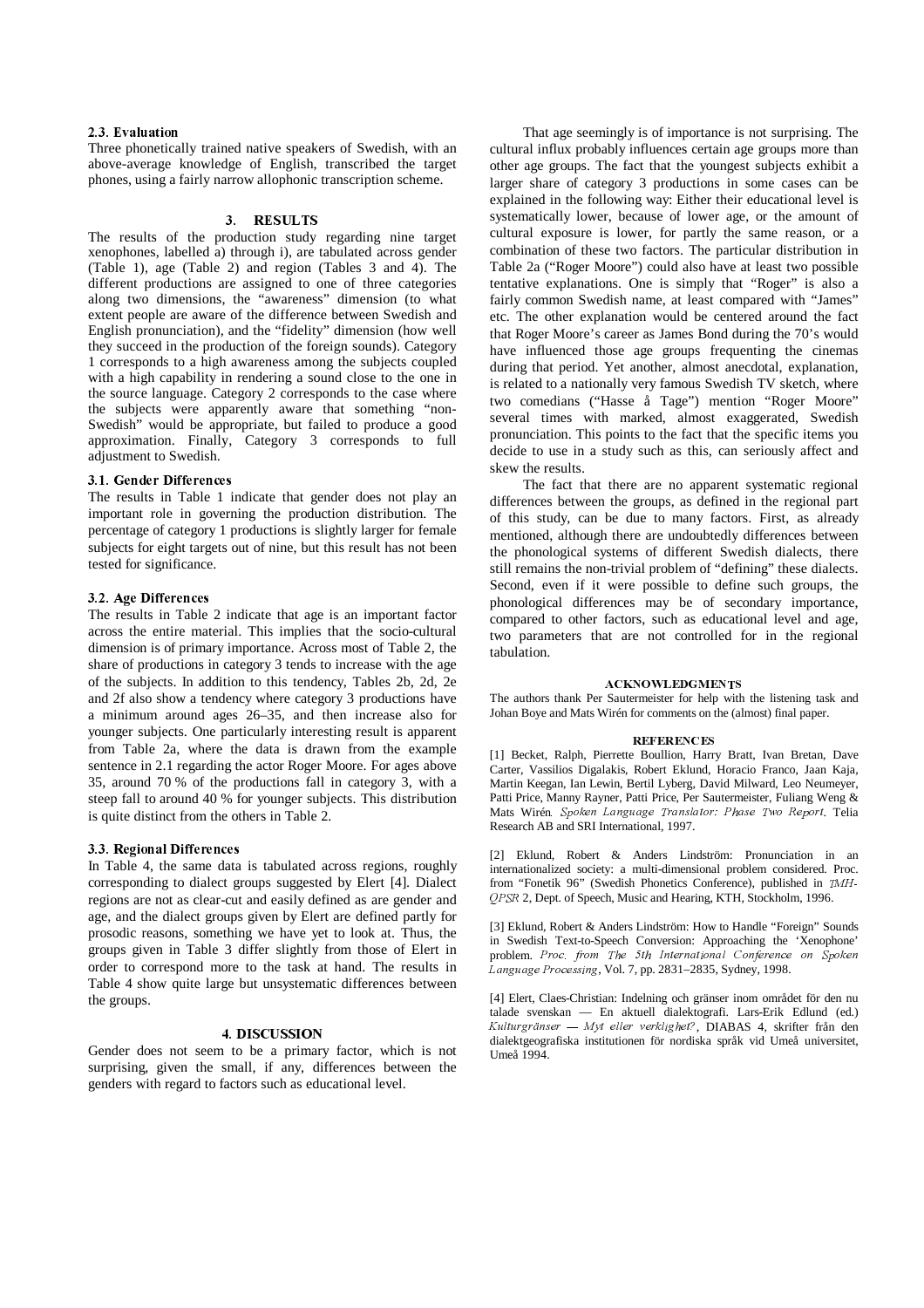### 2.3. Evaluation

Three phonetically trained native speakers of Swedish, with an above-average knowledge of English, transcribed the target phones, using a fairly narrow allophonic transcription scheme.

## 3. RESULTS

The results of the production study regarding nine target xenophones, labelled a) through i), are tabulated across gender (Table 1), age (Table 2) and region (Tables 3 and 4). The different productions are assigned to one of three categories along two dimensions, the "awareness" dimension (to what extent people are aware of the difference between Swedish and English pronunciation), and the "fidelity" dimension (how well they succeed in the production of the foreign sounds). Category 1 corresponds to a high awareness among the subjects coupled with a high capability in rendering a sound close to the one in the source language. Category 2 corresponds to the case where the subjects were apparently aware that something "non-Swedish" would be appropriate, but failed to produce a good approximation. Finally, Category 3 corresponds to full adjustment to Swedish.

### 3.1. Gender Differences

The results in Table 1 indicate that gender does not play an important role in governing the production distribution. The percentage of category 1 productions is slightly larger for female subjects for eight targets out of nine, but this result has not been tested for significance.

### 3.2. Age Differences

The results in Table 2 indicate that age is an important factor across the entire material. This implies that the socio-cultural dimension is of primary importance. Across most of Table 2, the share of productions in category 3 tends to increase with the age of the subjects. In addition to this tendency, Tables 2b, 2d, 2e and 2f also show a tendency where category 3 productions have a minimum around ages 26–35, and then increase also for younger subjects. One particularly interesting result is apparent from Table 2a, where the data is drawn from the example sentence in 2.1 regarding the actor Roger Moore. For ages above 35, around 70 % of the productions fall in category 3, with a steep fall to around 40 % for younger subjects. This distribution is quite distinct from the others in Table 2.

### 3.3. Regional Differences

In Table 4, the same data is tabulated across regions, roughly corresponding to dialect groups suggested by Elert [4]. Dialect regions are not as clear-cut and easily defined as are gender and age, and the dialect groups given by Elert are defined partly for prosodic reasons, something we have yet to look at. Thus, the groups given in Table 3 differ slightly from those of Elert in order to correspond more to the task at hand. The results in Table 4 show quite large but unsystematic differences between the groups.

## 4. DISCUSSION

Gender does not seem to be a primary factor, which is not surprising, given the small, if any, differences between the genders with regard to factors such as educational level.

That age seemingly is of importance is not surprising. The cultural influx probably influences certain age groups more than other age groups. The fact that the youngest subjects exhibit a larger share of category 3 productions in some cases can be explained in the following way: Either their educational level is systematically lower, because of lower age, or the amount of cultural exposure is lower, for partly the same reason, or a combination of these two factors. The particular distribution in Table 2a ("Roger Moore") could also have at least two possible tentative explanations. One is simply that "Roger" is also a fairly common Swedish name, at least compared with "James" etc. The other explanation would be centered around the fact that Roger Moore's career as James Bond during the 70's would have influenced those age groups frequenting the cinemas during that period. Yet another, almost anecdotal, explanation, is related to a nationally very famous Swedish TV sketch, where two comedians ("Hasse å Tage") mention "Roger Moore" several times with marked, almost exaggerated, Swedish pronunciation. This points to the fact that the specific items you decide to use in a study such as this, can seriously affect and skew the results.

The fact that there are no apparent systematic regional differences between the groups, as defined in the regional part of this study, can be due to many factors. First, as already mentioned, although there are undoubtedly differences between the phonological systems of different Swedish dialects, there still remains the non-trivial problem of "defining" these dialects. Second, even if it were possible to define such groups, the phonological differences may be of secondary importance, compared to other factors, such as educational level and age, two parameters that are not controlled for in the regional tabulation.

## ACKNOWLEDGMENTS

The authors thank Per Sautermeister for help with the listening task and Johan Boye and Mats Wirén for comments on the (almost) final paper.

## REFERENCES

[1] Becket, Ralph, Pierrette Boullion, Harry Bratt, Ivan Bretan, Dave Carter, Vassilios Digalakis, Robert Eklund, Horacio Franco, Jaan Kaja, Martin Keegan, Ian Lewin, Bertil Lyberg, David Milward, Leo Neumeyer, Patti Price, Manny Rayner, Patti Price, Per Sautermeister, Fuliang Weng & Mats Wirén. *Spoken Language Translator: Phase Two Report*. Telia Research AB and SRI International, 1997.

[2] Eklund, Robert & Anders Lindström: Pronunciation in an internationalized society: a multi-dimensional problem considered. Proc. from "Fonetik 96" (Swedish Phonetics Conference), published in *TMH-QPSR* 2, Dept. of Speech, Music and Hearing, KTH, Stockholm, 1996.

[3] Eklund, Robert & Anders Lindström: How to Handle "Foreign" Sounds in Swedish Text-to-Speech Conversion: Approaching the 'Xenophone' problem. *Proc. from The 5th International Conference on Spoken Language Processing*, Vol. 7, pp. 2831–2835, Sydney, 1998.

[4] Elert, Claes-Christian: Indelning och gränser inom området för den nu talade svenskan — En aktuell dialektografi. Lars-Erik Edlund (ed.) *Kulturgränser — Myt eller verklighet?*, DIABAS 4, skrifter från den dialektgeografiska institutionen för nordiska språk vid Umeå universitet, Umeå 1994.